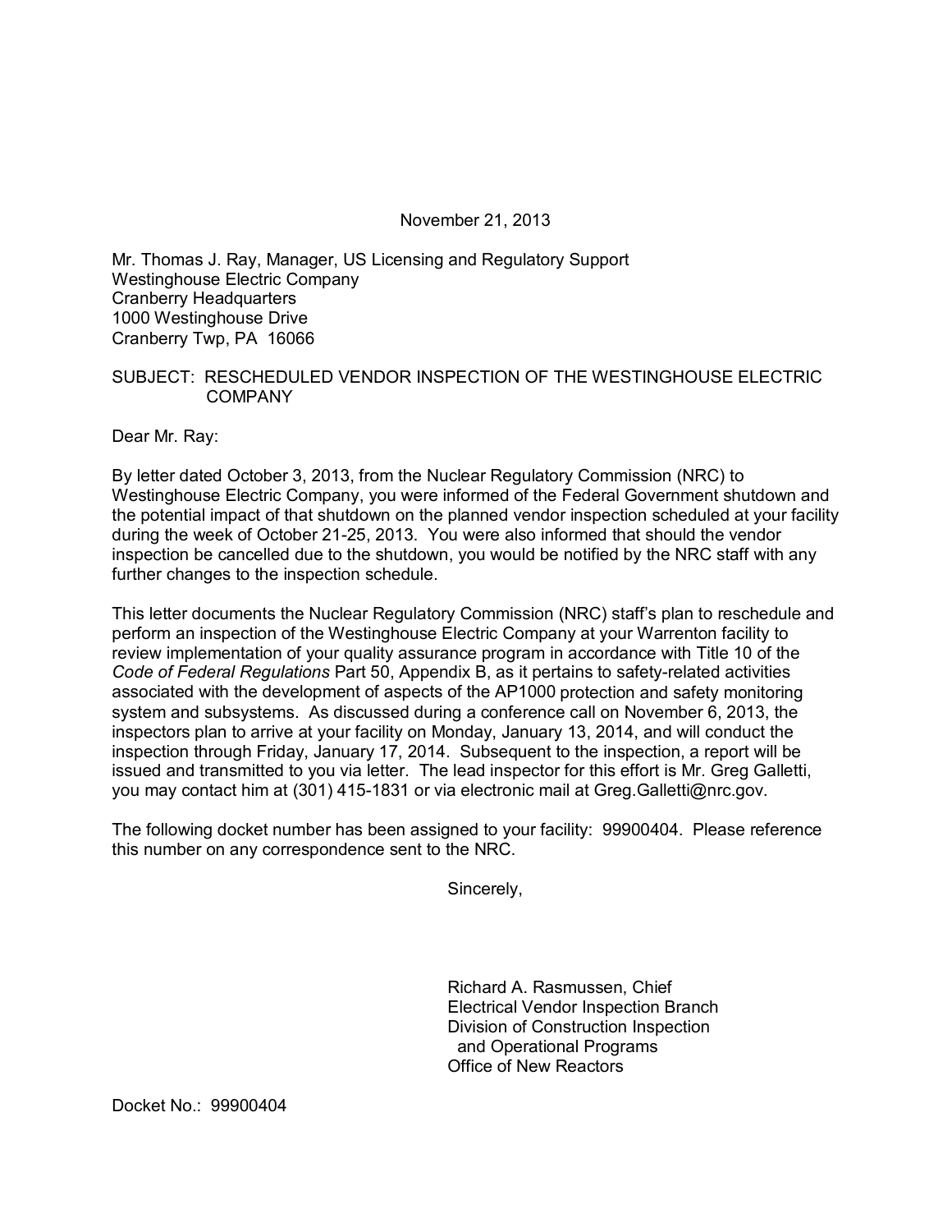November 21, 2013

Mr. Thomas J. Ray, Manager, US Licensing and Regulatory Support
Westinghouse Electric Company
Cranberry Headquarters
1000 Westinghouse Drive
Cranberry Twp, PA 16066

SUBJECT: RESCHEDULED VENDOR INSPECTION OF THE WESTINGHOUSE ELECTRIC COMPANY

Dear Mr. Ray:

By letter dated October 3, 2013, from the Nuclear Regulatory Commission (NRC) to Westinghouse Electric Company, you were informed of the Federal Government shutdown and the potential impact of that shutdown on the planned vendor inspection scheduled at your facility during the week of October 21-25, 2013. You were also informed that should the vendor inspection be cancelled due to the shutdown, you would be notified by the NRC staff with any further changes to the inspection schedule.

This letter documents the Nuclear Regulatory Commission (NRC) staff's plan to reschedule and perform an inspection of the Westinghouse Electric Company at your Warrenton facility to review implementation of your quality assurance program in accordance with Title 10 of the *Code of Federal Regulations* Part 50, Appendix B, as it pertains to safety-related activities associated with the development of aspects of the AP1000 protection and safety monitoring system and subsystems. As discussed during a conference call on November 6, 2013, the inspectors plan to arrive at your facility on Monday, January 13, 2014, and will conduct the inspection through Friday, January 17, 2014. Subsequent to the inspection, a report will be issued and transmitted to you via letter. The lead inspector for this effort is Mr. Greg Galletti, you may contact him at (301) 415-1831 or via electronic mail at Greg.Galletti@nrc.gov.

The following docket number has been assigned to your facility: 99900404. Please reference this number on any correspondence sent to the NRC.

Sincerely,

Richard A. Rasmussen, Chief
Electrical Vendor Inspection Branch
Division of Construction Inspection
and Operational Programs
Office of New Reactors

Docket No.: 99900404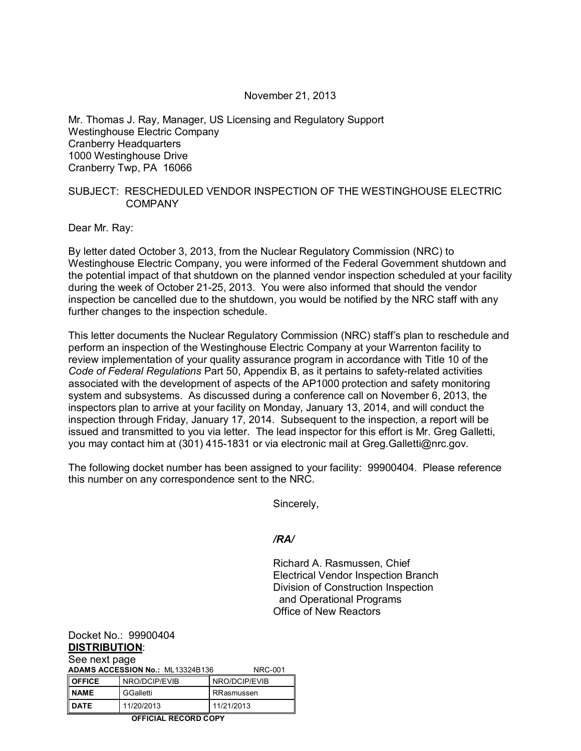November 21, 2013

Mr. Thomas J. Ray, Manager, US Licensing and Regulatory Support
Westinghouse Electric Company
Cranberry Headquarters
1000 Westinghouse Drive
Cranberry Twp, PA 16066

SUBJECT: RESCHEDULED VENDOR INSPECTION OF THE WESTINGHOUSE ELECTRIC COMPANY

Dear Mr. Ray:

By letter dated October 3, 2013, from the Nuclear Regulatory Commission (NRC) to Westinghouse Electric Company, you were informed of the Federal Government shutdown and the potential impact of that shutdown on the planned vendor inspection scheduled at your facility during the week of October 21-25, 2013. You were also informed that should the vendor inspection be cancelled due to the shutdown, you would be notified by the NRC staff with any further changes to the inspection schedule.

This letter documents the Nuclear Regulatory Commission (NRC) staff's plan to reschedule and perform an inspection of the Westinghouse Electric Company at your Warrenton facility to review implementation of your quality assurance program in accordance with Title 10 of the *Code of Federal Regulations* Part 50, Appendix B, as it pertains to safety-related activities associated with the development of aspects of the AP1000 protection and safety monitoring system and subsystems. As discussed during a conference call on November 6, 2013, the inspectors plan to arrive at your facility on Monday, January 13, 2014, and will conduct the inspection through Friday, January 17, 2014. Subsequent to the inspection, a report will be issued and transmitted to you via letter. The lead inspector for this effort is Mr. Greg Galletti, you may contact him at (301) 415-1831 or via electronic mail at Greg.Galletti@nrc.gov.

The following docket number has been assigned to your facility: 99900404. Please reference this number on any correspondence sent to the NRC.

Sincerely,

*/RA/*

Richard A. Rasmussen, Chief
Electrical Vendor Inspection Branch
Division of Construction Inspection and Operational Programs
Office of New Reactors

Docket No.: 99900404

**DISTRIBUTION**:
See next page

**ADAMS ACCESSION No.:** ML13324B136 NRC-001

| **OFFICE** | NRO/DCIP/EVIB | NRO/DCIP/EVIB |
|---|---|---|
| **NAME** | GGalletti | RRasmussen |
| **DATE** | 11/20/2013 | 11/21/2013 |

**OFFICIAL RECORD COPY**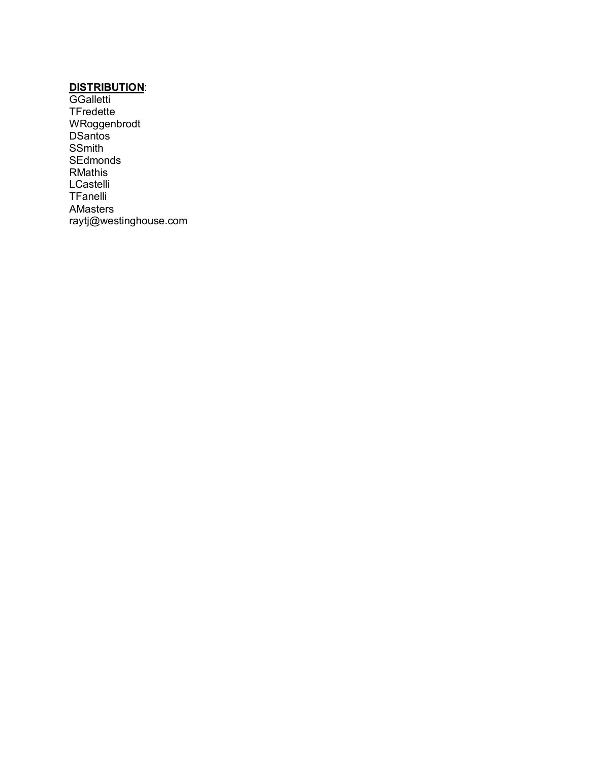**DISTRIBUTION**:

GGalletti
TFredette
WRoggenbrodt
DSantos
SSmith
SEdmonds
RMathis
LCastelli
TFanelli
AMasters
raytj@westinghouse.com